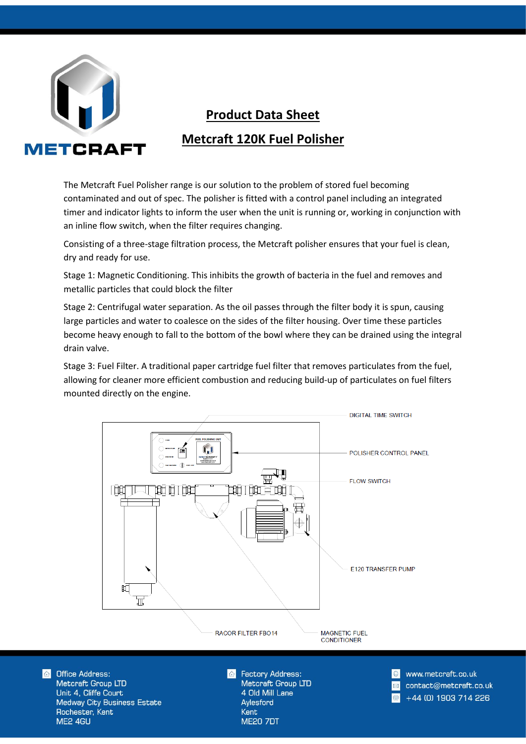# Product Data Sheet

## Metcraft 120K Fuel Polisher

The Metcraft Fuel Polisher range is our solution to the problem of stored fuel becoming contaminated and out of spec. The polisher is fitted with a control panel including an integrated timer and indicator lights to inform the user when the unit is running or, working in conjunction with an inline flow switch, when the filter requires changing.

Consisting of a three-stage filtration process, the Metcraft polisher ensures that your fuel is clean, dry and ready for use.

Stage 1: Magnetic Conditioning. This inhibits the growth of bacteria in the fuel and removes and metallic particles that could block the filter

Stage 2: Centrifugal water separation. As the oil passes through the filter body it is spun, causing large particles and water to coalesce on the sides of the filter housing. Over time these particles become heavy enough to fall to the bottom of the bowl where they can be drained using the integral drain valve.

Stage 3: Fuel Filter. A traditional paper cartridge fuel filter that removes particulates from the fuel, allowing for cleaner more efficient combustion and reducing build-up of particulates on fuel filters mounted directly on the engine.

DIGITAL TIME SWITCH

POLISHER CONTROL PANEL

FLOW SWITCH

E120 TRANSFER PUMP

RACOR FILTER FBO14

MAGNETIC FUEL CONDITIONER

Office Address:
Metcraft Group LTD
Unit 4, Cliffe Court
Medway City Business Estate
Rochester, Kent
ME2 4GU

Factory Address:
Metcraft Group LTD
4 Old Mill Lane
Aylesford
Kent
ME20 7DT

www.metcraft.co.uk
contact@metcraft.co.uk
+44 (0) 1903 714 226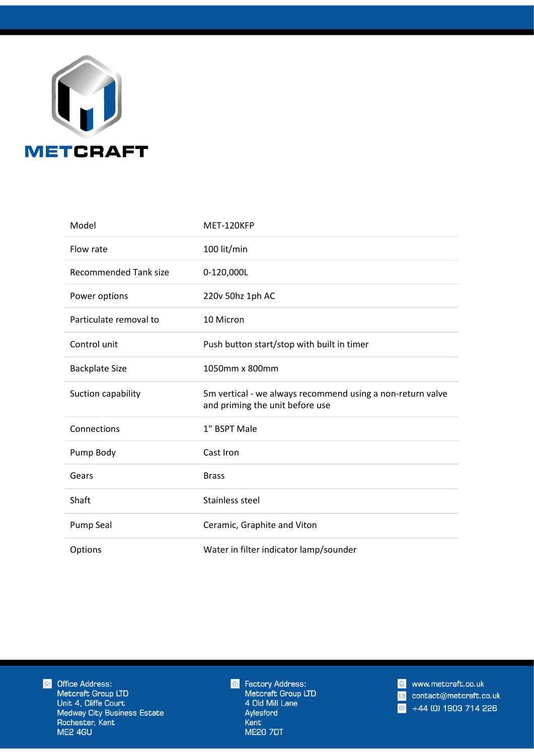METCRAFT

| | |
|---|---|
| Model | MET-120KFP |
| Flow rate | 100 lit/min |
| Recommended Tank size | 0-120,000L |
| Power options | 220v 50hz 1ph AC |
| Particulate removal to | 10 Micron |
| Control unit | Push button start/stop with built in timer |
| Backplate Size | 1050mm x 800mm |
| Suction capability | 5m vertical - we always recommend using a non-return valve and priming the unit before use |
| Connections | 1" BSPT Male |
| Pump Body | Cast Iron |
| Gears | Brass |
| Shaft | Stainless steel |
| Pump Seal | Ceramic, Graphite and Viton |
| Options | Water in filter indicator lamp/sounder |

Office Address:
Metcraft Group LTD
Unit 4, Cliffe Court
Medway City Business Estate
Rochester, Kent
ME2 4GU

Factory Address:
Metcraft Group LTD
4 Old Mill Lane
Aylesford
Kent
ME20 7DT

www.metcraft.co.uk
contact@metcraft.co.uk
+44 (0) 1903 714 226